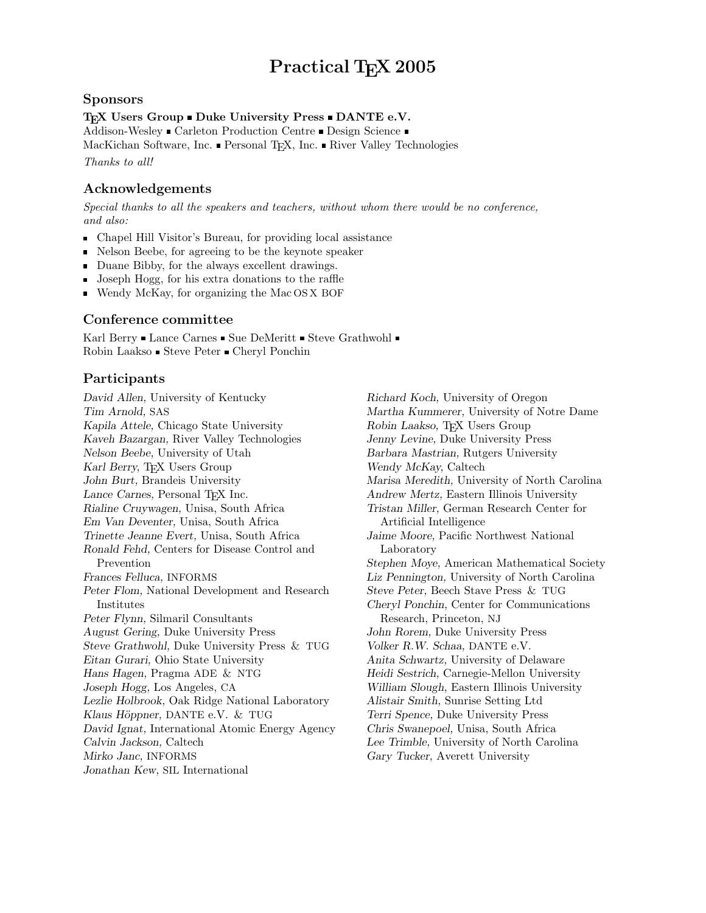# Practical TEX 2005

## Sponsors

**TEX Users Group ▪ Duke University Press ▪ DANTE e.V.**
Addison-Wesley ▪ Carleton Production Centre ▪ Design Science ▪
MacKichan Software, Inc. ▪ Personal TEX, Inc. ▪ River Valley Technologies

*Thanks to all!*

## Acknowledgements

*Special thanks to all the speakers and teachers, without whom there would be no conference, and also:*

- Chapel Hill Visitor's Bureau, for providing local assistance
- Nelson Beebe, for agreeing to be the keynote speaker
- Duane Bibby, for the always excellent drawings.
- Joseph Hogg, for his extra donations to the raffle
- Wendy McKay, for organizing the Mac OS X BOF

## Conference committee

Karl Berry ▪ Lance Carnes ▪ Sue DeMeritt ▪ Steve Grathwohl ▪
Robin Laakso ▪ Steve Peter ▪ Cheryl Ponchin

## Participants

*David Allen,* University of Kentucky
*Tim Arnold,* SAS
*Kapila Attele,* Chicago State University
*Kaveh Bazargan,* River Valley Technologies
*Nelson Beebe,* University of Utah
*Karl Berry,* TEX Users Group
*John Burt,* Brandeis University
*Lance Carnes,* Personal TEX Inc.
*Rialine Cruywagen,* Unisa, South Africa
*Em Van Deventer,* Unisa, South Africa
*Trinette Jeanne Evert,* Unisa, South Africa
*Ronald Fehd,* Centers for Disease Control and Prevention
*Frances Felluca,* INFORMS
*Peter Flom,* National Development and Research Institutes
*Peter Flynn,* Silmaril Consultants
*August Gering,* Duke University Press
*Steve Grathwohl,* Duke University Press & TUG
*Eitan Gurari,* Ohio State University
*Hans Hagen,* Pragma ADE & NTG
*Joseph Hogg,* Los Angeles, CA
*Lezlie Holbrook,* Oak Ridge National Laboratory
*Klaus Höppner,* DANTE e.V. & TUG
*David Ignat,* International Atomic Energy Agency
*Calvin Jackson,* Caltech
*Mirko Janc,* INFORMS
*Jonathan Kew,* SIL International
*Richard Koch,* University of Oregon
*Martha Kummerer,* University of Notre Dame
*Robin Laakso,* TEX Users Group
*Jenny Levine,* Duke University Press
*Barbara Mastrian,* Rutgers University
*Wendy McKay,* Caltech
*Marisa Meredith,* University of North Carolina
*Andrew Mertz,* Eastern Illinois University
*Tristan Miller,* German Research Center for Artificial Intelligence
*Jaime Moore,* Pacific Northwest National Laboratory
*Stephen Moye,* American Mathematical Society
*Liz Pennington,* University of North Carolina
*Steve Peter,* Beech Stave Press & TUG
*Cheryl Ponchin,* Center for Communications Research, Princeton, NJ
*John Rorem,* Duke University Press
*Volker R.W. Schaa,* DANTE e.V.
*Anita Schwartz,* University of Delaware
*Heidi Sestrich,* Carnegie-Mellon University
*William Slough,* Eastern Illinois University
*Alistair Smith,* Sunrise Setting Ltd
*Terri Spence,* Duke University Press
*Chris Swanepoel,* Unisa, South Africa
*Lee Trimble,* University of North Carolina
*Gary Tucker,* Averett University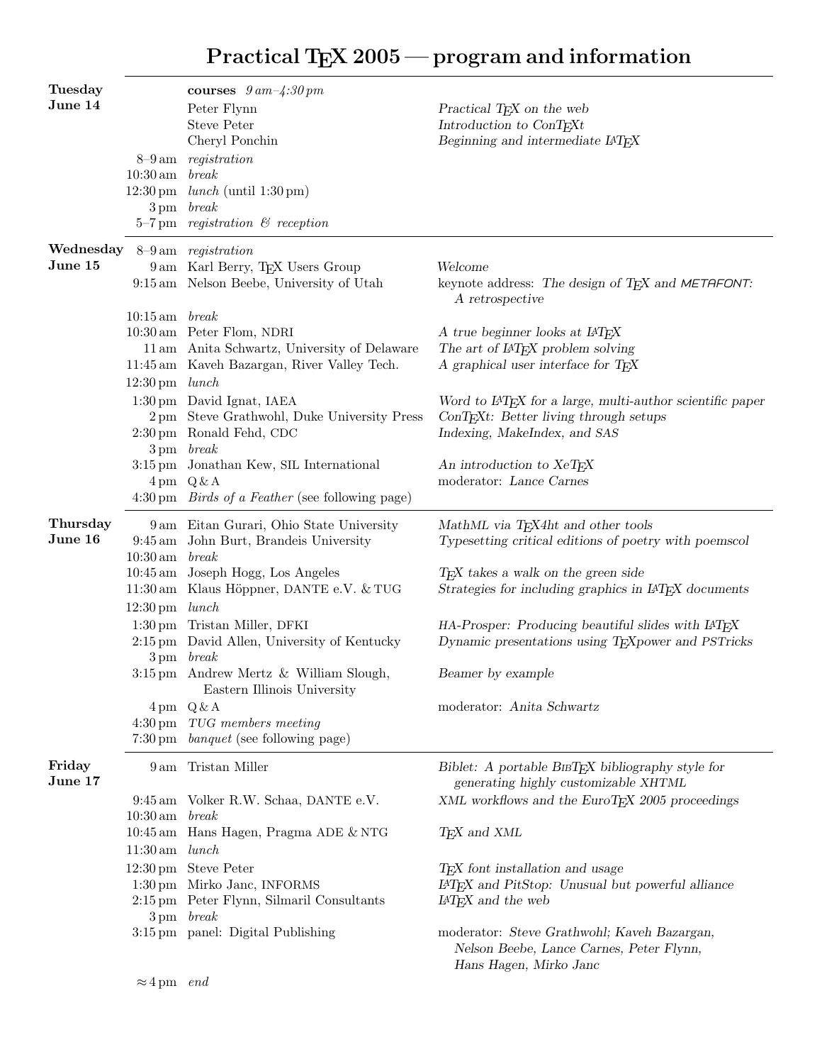# Practical TEX 2005 — program and information

| | | | |
|---|---|---|---|
| **Tuesday June 14** | | **courses** *9 am–4:30 pm* | |
| | | Peter Flynn | *Practical TEX on the web* |
| | | Steve Peter | *Introduction to ConTEXt* |
| | | Cheryl Ponchin | *Beginning and intermediate LATEX* |
| | 8–9 am | *registration* | |
| | 10:30 am | *break* | |
| | 12:30 pm | *lunch* (until 1:30 pm) | |
| | 3 pm | *break* | |
| | 5–7 pm | *registration & reception* | |
| **Wednesday June 15** | 8–9 am | *registration* | |
| | 9 am | Karl Berry, TEX Users Group | *Welcome* |
| | 9:15 am | Nelson Beebe, University of Utah | keynote address: *The design of TEX and METAFONT: A retrospective* |
| | 10:15 am | *break* | |
| | 10:30 am | Peter Flom, NDRI | *A true beginner looks at LATEX* |
| | 11 am | Anita Schwartz, University of Delaware | *The art of LATEX problem solving* |
| | 11:45 am | Kaveh Bazargan, River Valley Tech. | *A graphical user interface for TEX* |
| | 12:30 pm | *lunch* | |
| | 1:30 pm | David Ignat, IAEA | *Word to LATEX for a large, multi-author scientific paper* |
| | 2 pm | Steve Grathwohl, Duke University Press | *ConTEXt: Better living through setups* |
| | 2:30 pm | Ronald Fehd, CDC | *Indexing, MakeIndex, and SAS* |
| | 3 pm | *break* | |
| | 3:15 pm | Jonathan Kew, SIL International | *An introduction to XeTEX* |
| | 4 pm | Q & A | moderator: *Lance Carnes* |
| | 4:30 pm | *Birds of a Feather* (see following page) | |
| **Thursday June 16** | 9 am | Eitan Gurari, Ohio State University | *MathML via TEX4ht and other tools* |
| | 9:45 am | John Burt, Brandeis University | *Typesetting critical editions of poetry with poemscol* |
| | 10:30 am | *break* | |
| | 10:45 am | Joseph Hogg, Los Angeles | *TEX takes a walk on the green side* |
| | 11:30 am | Klaus Höppner, DANTE e.V. & TUG | *Strategies for including graphics in LATEX documents* |
| | 12:30 pm | *lunch* | |
| | 1:30 pm | Tristan Miller, DFKI | *HA-Prosper: Producing beautiful slides with LATEX* |
| | 2:15 pm | David Allen, University of Kentucky | *Dynamic presentations using TEXpower and PSTricks* |
| | 3 pm | *break* | |
| | 3:15 pm | Andrew Mertz & William Slough, Eastern Illinois University | *Beamer by example* |
| | 4 pm | Q & A | moderator: *Anita Schwartz* |
| | 4:30 pm | *TUG members meeting* | |
| | 7:30 pm | *banquet* (see following page) | |
| **Friday June 17** | 9 am | Tristan Miller | *Biblet: A portable BIBTEX bibliography style for generating highly customizable XHTML* |
| | 9:45 am | Volker R.W. Schaa, DANTE e.V. | *XML workflows and the EuroTEX 2005 proceedings* |
| | 10:30 am | *break* | |
| | 10:45 am | Hans Hagen, Pragma ADE & NTG | *TEX and XML* |
| | 11:30 am | *lunch* | |
| | 12:30 pm | Steve Peter | *TEX font installation and usage* |
| | 1:30 pm | Mirko Janc, INFORMS | *LATEX and PitStop: Unusual but powerful alliance* |
| | 2:15 pm | Peter Flynn, Silmaril Consultants | *LATEX and the web* |
| | 3 pm | *break* | |
| | 3:15 pm | panel: Digital Publishing | moderator: *Steve Grathwohl; Kaveh Bazargan, Nelson Beebe, Lance Carnes, Peter Flynn, Hans Hagen, Mirko Janc* |
| | ≈ 4 pm | *end* | |